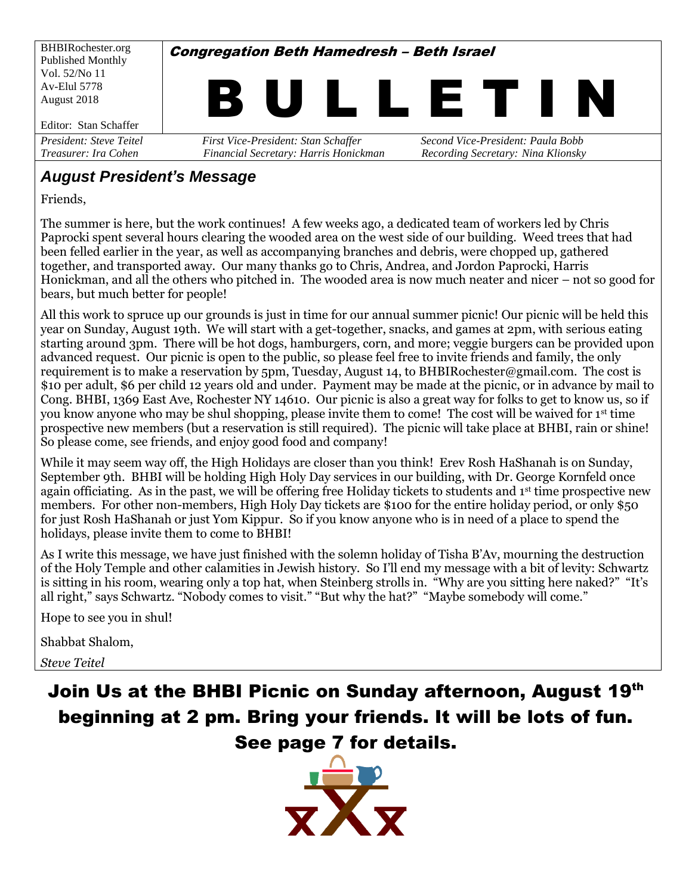BHBIRochester.org
Published Monthly
Vol. 52/No 11
Av-Elul 5778
August 2018

Editor: Stan Schaffer

**Congregation Beth Hamedresh – Beth Israel**

# BULLETIN

*President: Steve Teitel* | *First Vice-President: Stan Schaffer* | *Second Vice-President: Paula Bobb*
*Treasurer: Ira Cohen* | *Financial Secretary: Harris Honickman* | *Recording Secretary: Nina Klionsky*

## August President's Message

Friends,

The summer is here, but the work continues! A few weeks ago, a dedicated team of workers led by Chris Paprocki spent several hours clearing the wooded area on the west side of our building. Weed trees that had been felled earlier in the year, as well as accompanying branches and debris, were chopped up, gathered together, and transported away. Our many thanks go to Chris, Andrea, and Jordon Paprocki, Harris Honickman, and all the others who pitched in. The wooded area is now much neater and nicer – not so good for bears, but much better for people!

All this work to spruce up our grounds is just in time for our annual summer picnic! Our picnic will be held this year on Sunday, August 19th. We will start with a get-together, snacks, and games at 2pm, with serious eating starting around 3pm. There will be hot dogs, hamburgers, corn, and more; veggie burgers can be provided upon advanced request. Our picnic is open to the public, so please feel free to invite friends and family, the only requirement is to make a reservation by 5pm, Tuesday, August 14, to BHBIRochester@gmail.com. The cost is $10 per adult, $6 per child 12 years old and under. Payment may be made at the picnic, or in advance by mail to Cong. BHBI, 1369 East Ave, Rochester NY 14610. Our picnic is also a great way for folks to get to know us, so if you know anyone who may be shul shopping, please invite them to come! The cost will be waived for 1st time prospective new members (but a reservation is still required). The picnic will take place at BHBI, rain or shine! So please come, see friends, and enjoy good food and company!

While it may seem way off, the High Holidays are closer than you think! Erev Rosh HaShanah is on Sunday, September 9th. BHBI will be holding High Holy Day services in our building, with Dr. George Kornfeld once again officiating. As in the past, we will be offering free Holiday tickets to students and 1st time prospective new members. For other non-members, High Holy Day tickets are $100 for the entire holiday period, or only $50 for just Rosh HaShanah or just Yom Kippur. So if you know anyone who is in need of a place to spend the holidays, please invite them to come to BHBI!

As I write this message, we have just finished with the solemn holiday of Tisha B'Av, mourning the destruction of the Holy Temple and other calamities in Jewish history. So I'll end my message with a bit of levity: Schwartz is sitting in his room, wearing only a top hat, when Steinberg strolls in. "Why are you sitting here naked?" "It's all right," says Schwartz. "Nobody comes to visit." "But why the hat?" "Maybe somebody will come."

Hope to see you in shul!

Shabbat Shalom,

*Steve Teitel*

**Join Us at the BHBI Picnic on Sunday afternoon, August 19th beginning at 2 pm. Bring your friends. It will be lots of fun. See page 7 for details.**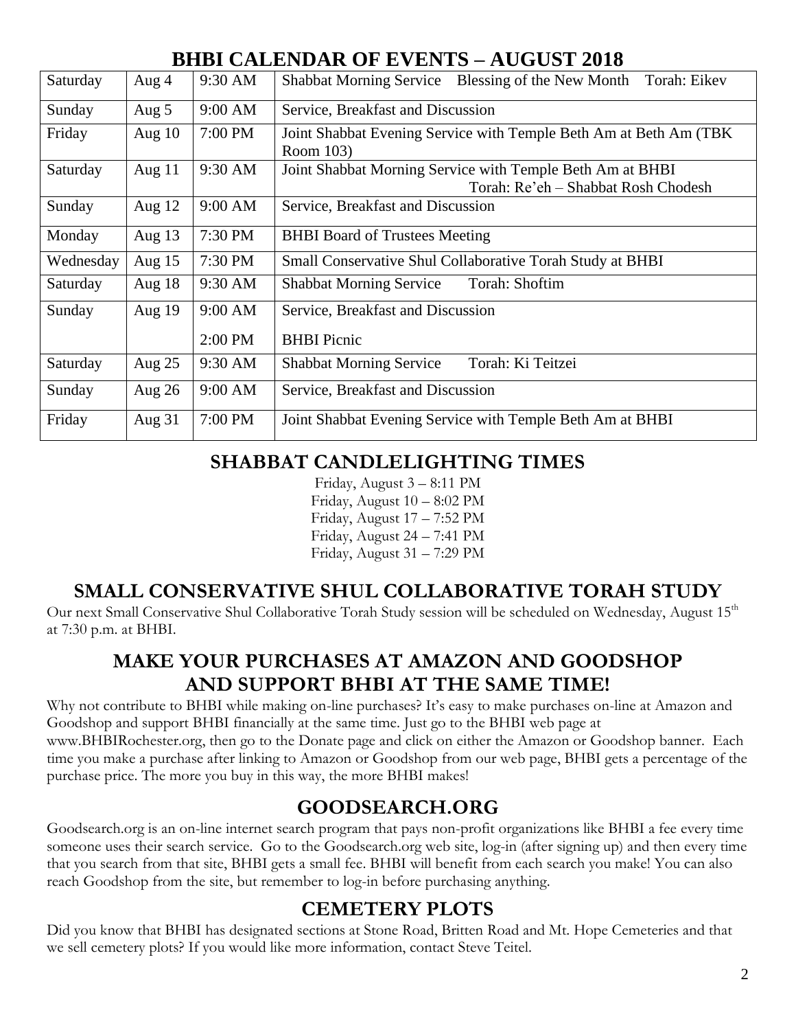# BHBI CALENDAR OF EVENTS – AUGUST 2018

| | | | |
|---|---|---|---|
| Saturday | Aug 4 | 9:30 AM | Shabbat Morning Service Blessing of the New Month Torah: Eikev |
| Sunday | Aug 5 | 9:00 AM | Service, Breakfast and Discussion |
| Friday | Aug 10 | 7:00 PM | Joint Shabbat Evening Service with Temple Beth Am at Beth Am (TBK Room 103) |
| Saturday | Aug 11 | 9:30 AM | Joint Shabbat Morning Service with Temple Beth Am at BHBI Torah: Re'eh – Shabbat Rosh Chodesh |
| Sunday | Aug 12 | 9:00 AM | Service, Breakfast and Discussion |
| Monday | Aug 13 | 7:30 PM | BHBI Board of Trustees Meeting |
| Wednesday | Aug 15 | 7:30 PM | Small Conservative Shul Collaborative Torah Study at BHBI |
| Saturday | Aug 18 | 9:30 AM | Shabbat Morning Service Torah: Shoftim |
| Sunday | Aug 19 | 9:00 AM<br>2:00 PM | Service, Breakfast and Discussion<br>BHBI Picnic |
| Saturday | Aug 25 | 9:30 AM | Shabbat Morning Service Torah: Ki Teitzei |
| Sunday | Aug 26 | 9:00 AM | Service, Breakfast and Discussion |
| Friday | Aug 31 | 7:00 PM | Joint Shabbat Evening Service with Temple Beth Am at BHBI |

## SHABBAT CANDLELIGHTING TIMES

Friday, August 3 – 8:11 PM
Friday, August 10 – 8:02 PM
Friday, August 17 – 7:52 PM
Friday, August 24 – 7:41 PM
Friday, August 31 – 7:29 PM

## SMALL CONSERVATIVE SHUL COLLABORATIVE TORAH STUDY

Our next Small Conservative Shul Collaborative Torah Study session will be scheduled on Wednesday, August 15th at 7:30 p.m. at BHBI.

## MAKE YOUR PURCHASES AT AMAZON AND GOODSHOP AND SUPPORT BHBI AT THE SAME TIME!

Why not contribute to BHBI while making on-line purchases? It's easy to make purchases on-line at Amazon and Goodshop and support BHBI financially at the same time. Just go to the BHBI web page at www.BHBIRochester.org, then go to the Donate page and click on either the Amazon or Goodshop banner. Each time you make a purchase after linking to Amazon or Goodshop from our web page, BHBI gets a percentage of the purchase price. The more you buy in this way, the more BHBI makes!

## GOODSEARCH.ORG

Goodsearch.org is an on-line internet search program that pays non-profit organizations like BHBI a fee every time someone uses their search service. Go to the Goodsearch.org web site, log-in (after signing up) and then every time that you search from that site, BHBI gets a small fee. BHBI will benefit from each search you make! You can also reach Goodshop from the site, but remember to log-in before purchasing anything.

## CEMETERY PLOTS

Did you know that BHBI has designated sections at Stone Road, Britten Road and Mt. Hope Cemeteries and that we sell cemetery plots? If you would like more information, contact Steve Teitel.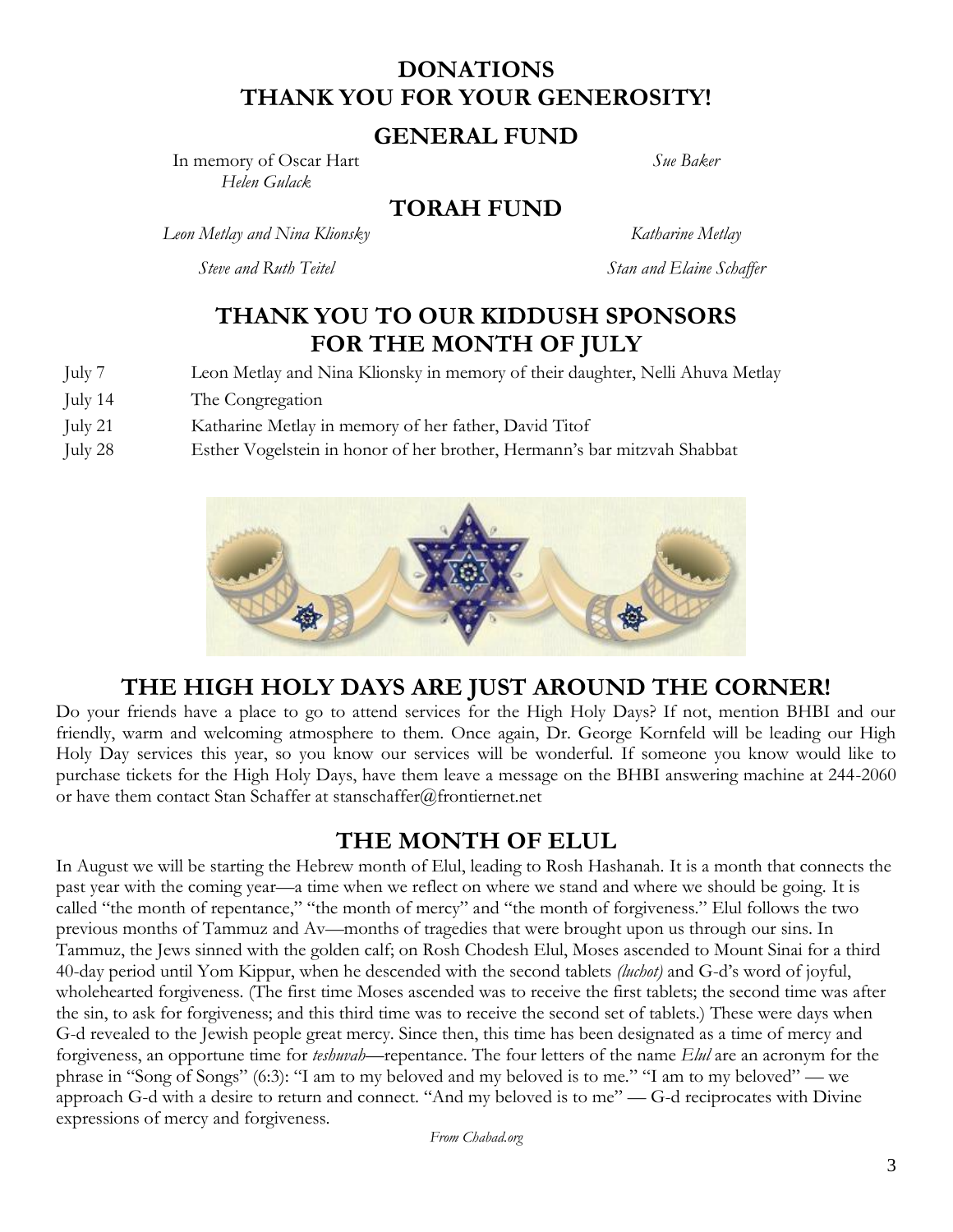# DONATIONS
# THANK YOU FOR YOUR GENEROSITY!

## GENERAL FUND

In memory of Oscar Hart — *Sue Baker*

*Helen Gulack*

## TORAH FUND

*Leon Metlay and Nina Klionsky*

*Katharine Metlay*

*Steve and Ruth Teitel*

*Stan and Elaine Schaffer*

## THANK YOU TO OUR KIDDUSH SPONSORS FOR THE MONTH OF JULY

| | |
|---|---|
| July 7 | Leon Metlay and Nina Klionsky in memory of their daughter, Nelli Ahuva Metlay |
| July 14 | The Congregation |
| July 21 | Katharine Metlay in memory of her father, David Titof |
| July 28 | Esther Vogelstein in honor of her brother, Hermann's bar mitzvah Shabbat |

## THE HIGH HOLY DAYS ARE JUST AROUND THE CORNER!

Do your friends have a place to go to attend services for the High Holy Days? If not, mention BHBI and our friendly, warm and welcoming atmosphere to them. Once again, Dr. George Kornfeld will be leading our High Holy Day services this year, so you know our services will be wonderful. If someone you know would like to purchase tickets for the High Holy Days, have them leave a message on the BHBI answering machine at 244-2060 or have them contact Stan Schaffer at stanschaffer@frontiernet.net

## THE MONTH OF ELUL

In August we will be starting the Hebrew month of Elul, leading to Rosh Hashanah. It is a month that connects the past year with the coming year—a time when we reflect on where we stand and where we should be going. It is called "the month of repentance," "the month of mercy" and "the month of forgiveness." Elul follows the two previous months of Tammuz and Av—months of tragedies that were brought upon us through our sins. In Tammuz, the Jews sinned with the golden calf; on Rosh Chodesh Elul, Moses ascended to Mount Sinai for a third 40-day period until Yom Kippur, when he descended with the second tablets *(luchot)* and G-d's word of joyful, wholehearted forgiveness. (The first time Moses ascended was to receive the first tablets; the second time was after the sin, to ask for forgiveness; and this third time was to receive the second set of tablets.) These were days when G-d revealed to the Jewish people great mercy. Since then, this time has been designated as a time of mercy and forgiveness, an opportune time for *teshuvah*—repentance. The four letters of the name *Elul* are an acronym for the phrase in "Song of Songs" (6:3): "I am to my beloved and my beloved is to me." "I am to my beloved" — we approach G-d with a desire to return and connect. "And my beloved is to me" — G-d reciprocates with Divine expressions of mercy and forgiveness.

*From Chabad.org*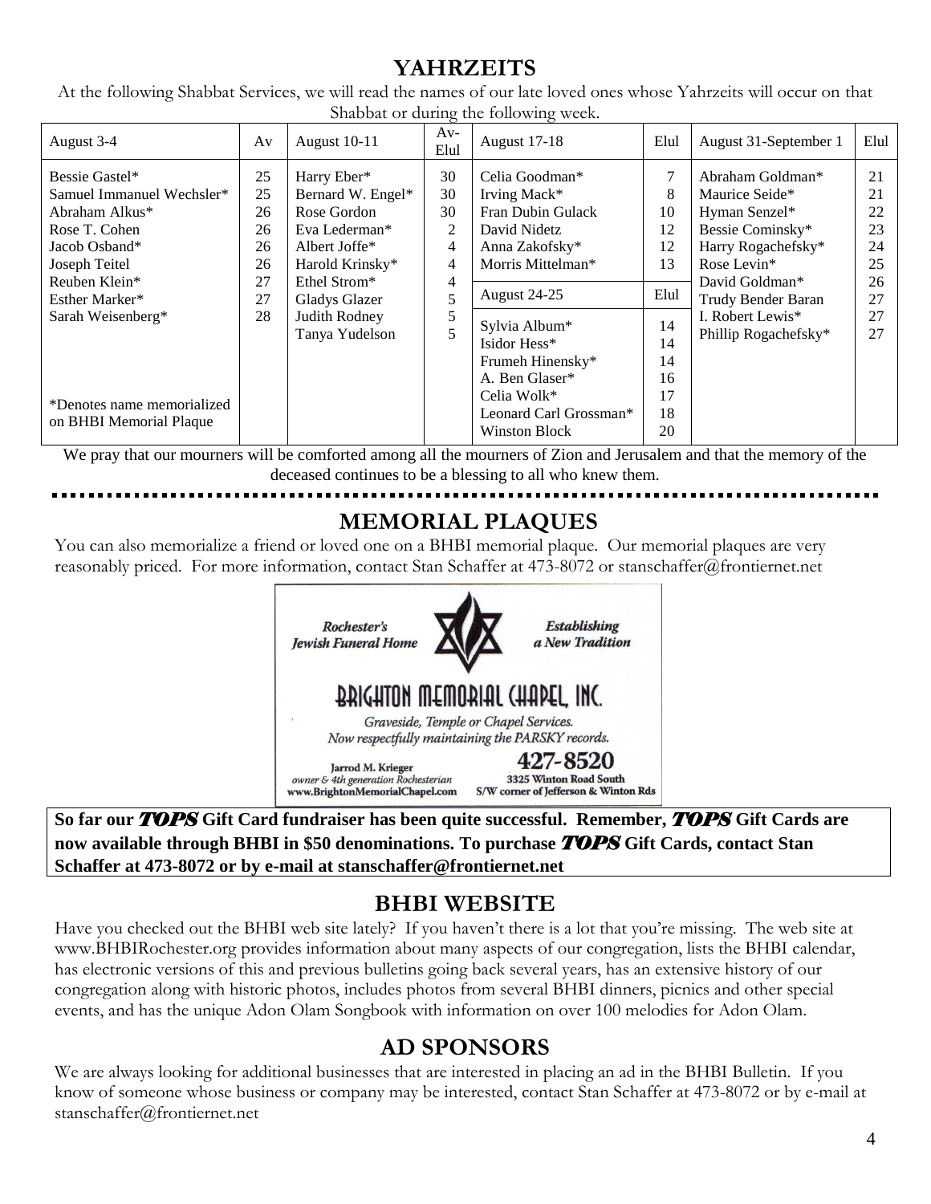## YAHRZEITS

At the following Shabbat Services, we will read the names of our late loved ones whose Yahrzeits will occur on that Shabbat or during the following week.

| August 3-4 | Av | August 10-11 | Av-Elul | August 17-18 | Elul | August 31-September 1 | Elul |
|---|---|---|---|---|---|---|---|
| Bessie Gastel* | 25 | Harry Eber* | 30 | Celia Goodman* | 7 | Abraham Goldman* | 21 |
| Samuel Immanuel Wechsler* | 25 | Bernard W. Engel* | 30 | Irving Mack* | 8 | Maurice Seide* | 21 |
| Abraham Alkus* | 26 | Rose Gordon | 30 | Fran Dubin Gulack | 10 | Hyman Senzel* | 22 |
| Rose T. Cohen | 26 | Eva Lederman* | 2 | David Nidetz | 12 | Bessie Cominsky* | 23 |
| Jacob Osband* | 26 | Albert Joffe* | 4 | Anna Zakofsky* | 12 | Harry Rogachefsky* | 24 |
| Joseph Teitel | 26 | Harold Krinsky* | 4 | Morris Mittelman* | 13 | Rose Levin* | 25 |
| Reuben Klein* | 27 | Ethel Strom* | 4 | **August 24-25** | **Elul** | David Goldman* | 26 |
| Esther Marker* | 27 | Gladys Glazer | 5 | Sylvia Album* | 14 | Trudy Bender Baran | 27 |
| Sarah Weisenberg* | 28 | Judith Rodney | 5 | Isidor Hess* | 14 | I. Robert Lewis* | 27 |
| | | Tanya Yudelson | 5 | Frumeh Hinensky* | 14 | Phillip Rogachefsky* | 27 |
| | | | | A. Ben Glaser* | 16 | | |
| *Denotes name memorialized on BHBI Memorial Plaque | | | | Celia Wolk* | 17 | | |
| | | | | Leonard Carl Grossman* | 18 | | |
| | | | | Winston Block | 20 | | |

We pray that our mourners will be comforted among all the mourners of Zion and Jerusalem and that the memory of the deceased continues to be a blessing to all who knew them.

## MEMORIAL PLAQUES

You can also memorialize a friend or loved one on a BHBI memorial plaque. Our memorial plaques are very reasonably priced. For more information, contact Stan Schaffer at 473-8072 or stanschaffer@frontiernet.net

*Rochester's Jewish Funeral Home* — *Establishing a New Tradition*

**BRIGHTON MEMORIAL CHAPEL, INC.**

*Graveside, Temple or Chapel Services.*
*Now respectfully maintaining the PARSKY records.*

Jarrod M. Krieger
*owner & 4th generation Rochesterian*
www.BrightonMemorialChapel.com

**427-8520**
3325 Winton Road South
S/W corner of Jefferson & Winton Rds

**So far our *TOPS* Gift Card fundraiser has been quite successful. Remember, *TOPS* Gift Cards are now available through BHBI in $50 denominations. To purchase *TOPS* Gift Cards, contact Stan Schaffer at 473-8072 or by e-mail at stanschaffer@frontiernet.net**

## BHBI WEBSITE

Have you checked out the BHBI web site lately? If you haven't there is a lot that you're missing. The web site at www.BHBIRochester.org provides information about many aspects of our congregation, lists the BHBI calendar, has electronic versions of this and previous bulletins going back several years, has an extensive history of our congregation along with historic photos, includes photos from several BHBI dinners, picnics and other special events, and has the unique Adon Olam Songbook with information on over 100 melodies for Adon Olam.

## AD SPONSORS

We are always looking for additional businesses that are interested in placing an ad in the BHBI Bulletin. If you know of someone whose business or company may be interested, contact Stan Schaffer at 473-8072 or by e-mail at stanschaffer@frontiernet.net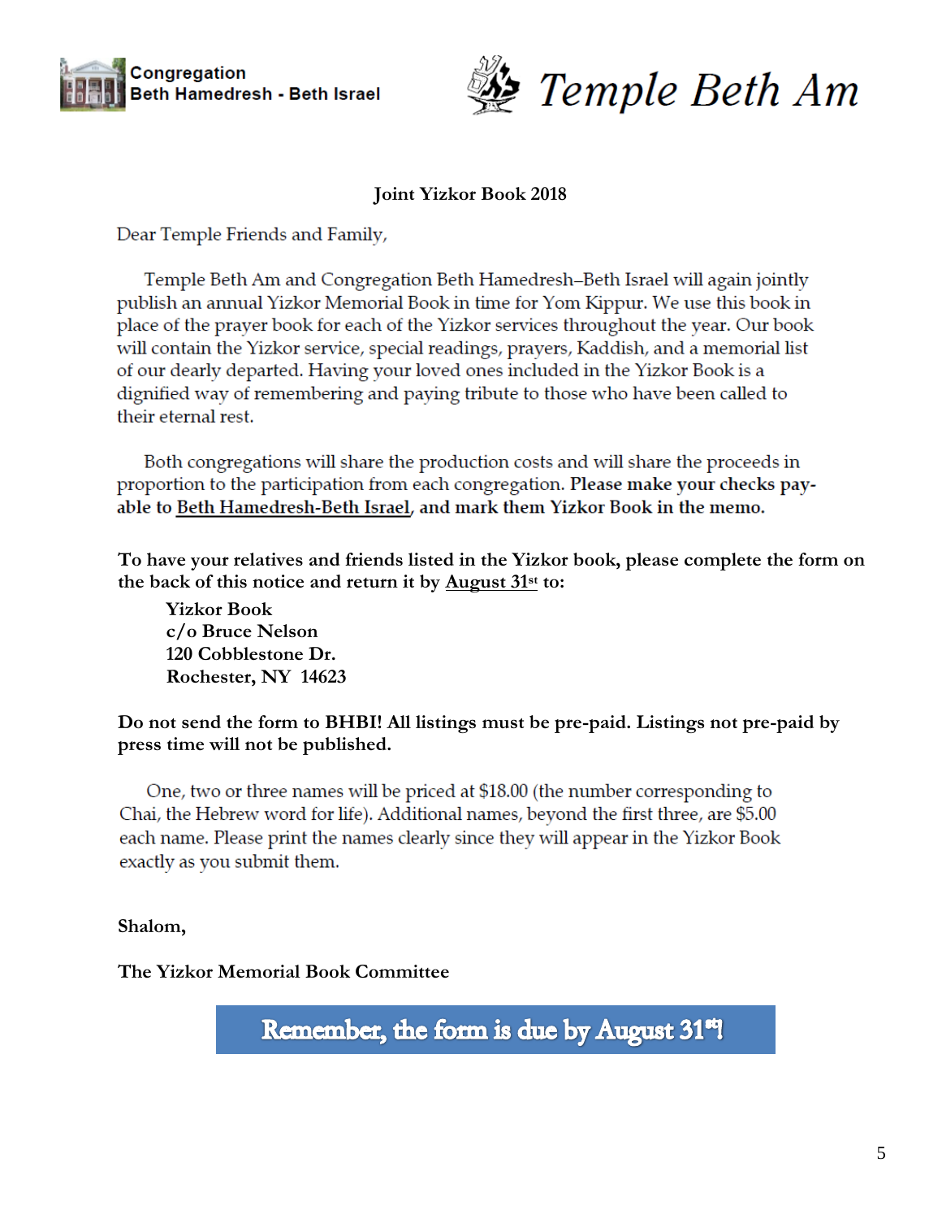Congregation
Beth Hamedresh - Beth Israel

Temple Beth Am

**Joint Yizkor Book 2018**

Dear Temple Friends and Family,

Temple Beth Am and Congregation Beth Hamedresh–Beth Israel will again jointly publish an annual Yizkor Memorial Book in time for Yom Kippur. We use this book in place of the prayer book for each of the Yizkor services throughout the year. Our book will contain the Yizkor service, special readings, prayers, Kaddish, and a memorial list of our dearly departed. Having your loved ones included in the Yizkor Book is a dignified way of remembering and paying tribute to those who have been called to their eternal rest.

Both congregations will share the production costs and will share the proceeds in proportion to the participation from each congregation. **Please make your checks payable to Beth Hamedresh-Beth Israel, and mark them Yizkor Book in the memo.**

**To have your relatives and friends listed in the Yizkor book, please complete the form on the back of this notice and return it by August 31st to:**

**Yizkor Book**
**c/o Bruce Nelson**
**120 Cobblestone Dr.**
**Rochester, NY 14623**

**Do not send the form to BHBI! All listings must be pre-paid. Listings not pre-paid by press time will not be published.**

One, two or three names will be priced at $18.00 (the number corresponding to Chai, the Hebrew word for life). Additional names, beyond the first three, are $5.00 each name. Please print the names clearly since they will appear in the Yizkor Book exactly as you submit them.

**Shalom,**

**The Yizkor Memorial Book Committee**

**Remember, the form is due by August 31st!**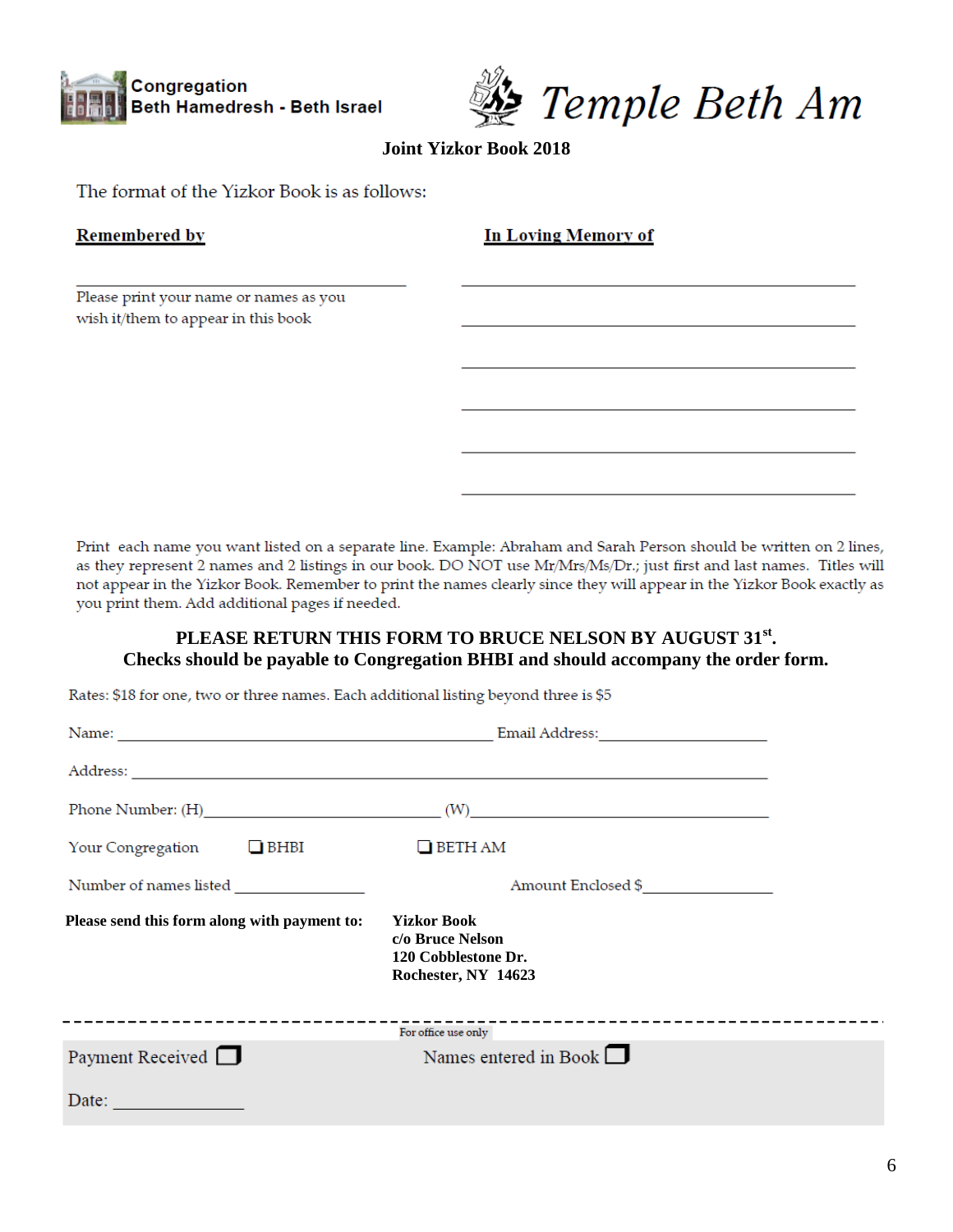Congregation Beth Hamedresh - Beth Israel

# Temple Beth Am

**Joint Yizkor Book 2018**

The format of the Yizkor Book is as follows:

| **Remembered by** | **In Loving Memory of** |
|---|---|
| ______________________________ | ______________________________ |
| Please print your name or names as you wish it/them to appear in this book | ______________________________ |
| | ______________________________ |
| | ______________________________ |
| | ______________________________ |
| | ______________________________ |

Print each name you want listed on a separate line. Example: Abraham and Sarah Person should be written on 2 lines, as they represent 2 names and 2 listings in our book. DO NOT use Mr/Mrs/Ms/Dr.; just first and last names. Titles will not appear in the Yizkor Book. Remember to print the names clearly since they will appear in the Yizkor Book exactly as you print them. Add additional pages if needed.

**PLEASE RETURN THIS FORM TO BRUCE NELSON BY AUGUST 31st.**
**Checks should be payable to Congregation BHBI and should accompany the order form.**

Rates: $18 for one, two or three names. Each additional listing beyond three is $5

Name: ______________________________ Email Address: ____________________

Address: ____________________________________________

Phone Number: (H)____________________ (W)____________________

Your Congregation ☐ BHBI ☐ BETH AM

Number of names listed ____________ Amount Enclosed $____________

**Please send this form along with payment to:**

**Yizkor Book**
**c/o Bruce Nelson**
**120 Cobblestone Dr.**
**Rochester, NY 14623**

---

For office use only

Payment Received ☐ Names entered in Book ☐

Date: ____________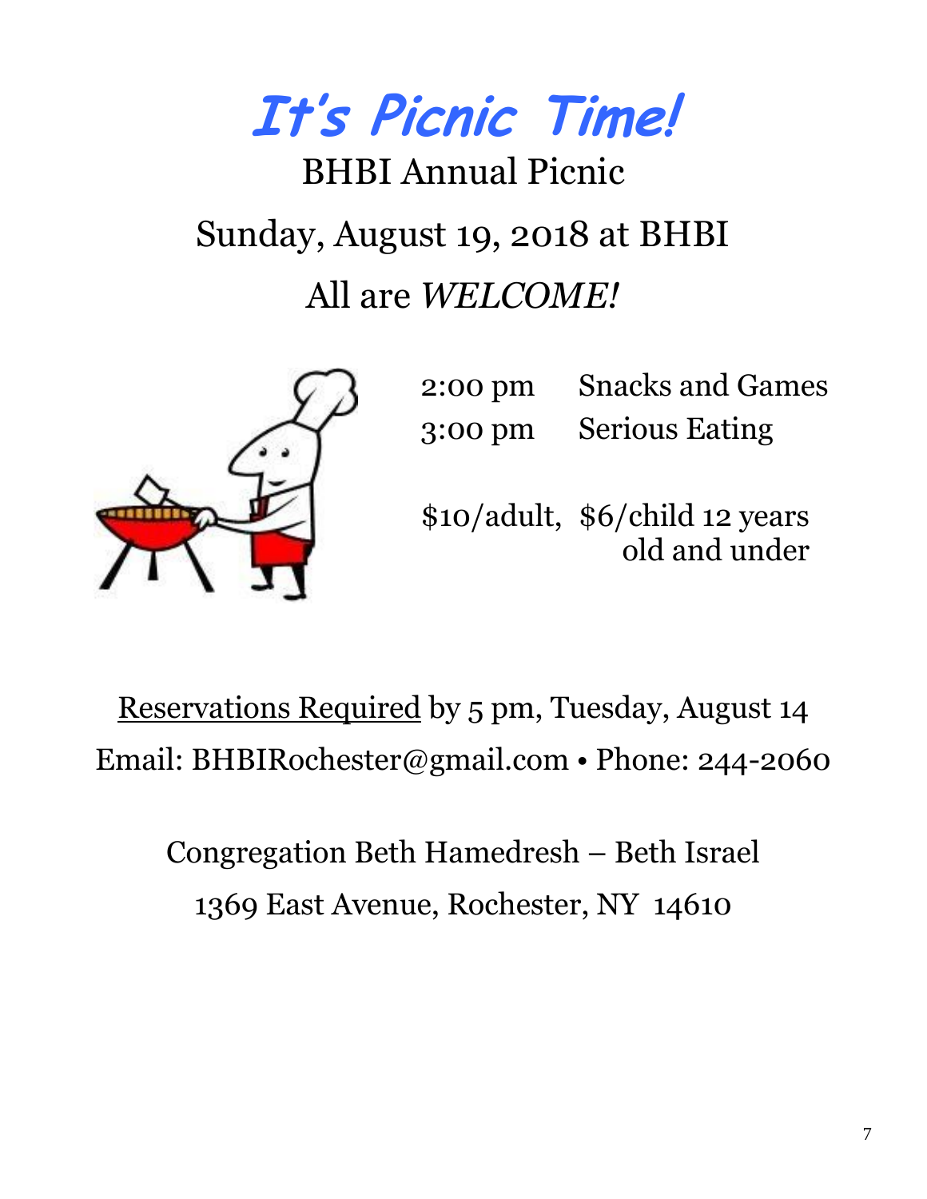# *It's Picnic Time!*

## BHBI Annual Picnic

## Sunday, August 19, 2018 at BHBI

## All are *WELCOME!*

2:00 pm Snacks and Games

3:00 pm Serious Eating

$10/adult, $6/child 12 years old and under

<u>Reservations Required</u> by 5 pm, Tuesday, August 14

Email: BHBIRochester@gmail.com • Phone: 244-2060

Congregation Beth Hamedresh – Beth Israel

1369 East Avenue, Rochester, NY 14610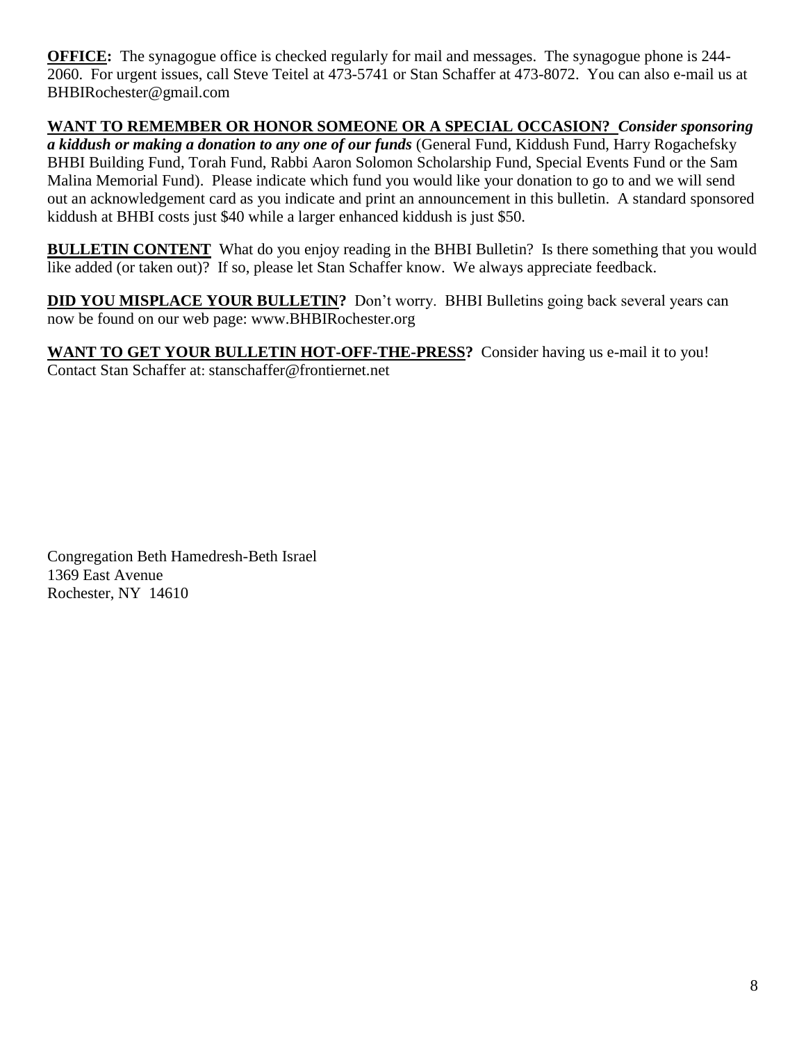**OFFICE:** The synagogue office is checked regularly for mail and messages. The synagogue phone is 244-2060. For urgent issues, call Steve Teitel at 473-5741 or Stan Schaffer at 473-8072. You can also e-mail us at BHBIRochester@gmail.com

**WANT TO REMEMBER OR HONOR SOMEONE OR A SPECIAL OCCASION?** ***Consider sponsoring a kiddush or making a donation to any one of our funds*** (General Fund, Kiddush Fund, Harry Rogachefsky BHBI Building Fund, Torah Fund, Rabbi Aaron Solomon Scholarship Fund, Special Events Fund or the Sam Malina Memorial Fund). Please indicate which fund you would like your donation to go to and we will send out an acknowledgement card as you indicate and print an announcement in this bulletin. A standard sponsored kiddush at BHBI costs just $40 while a larger enhanced kiddush is just $50.

**BULLETIN CONTENT** What do you enjoy reading in the BHBI Bulletin? Is there something that you would like added (or taken out)? If so, please let Stan Schaffer know. We always appreciate feedback.

**DID YOU MISPLACE YOUR BULLETIN?** Don't worry. BHBI Bulletins going back several years can now be found on our web page: www.BHBIRochester.org

**WANT TO GET YOUR BULLETIN HOT-OFF-THE-PRESS?** Consider having us e-mail it to you! Contact Stan Schaffer at: stanschaffer@frontiernet.net

Congregation Beth Hamedresh-Beth Israel
1369 East Avenue
Rochester, NY 14610